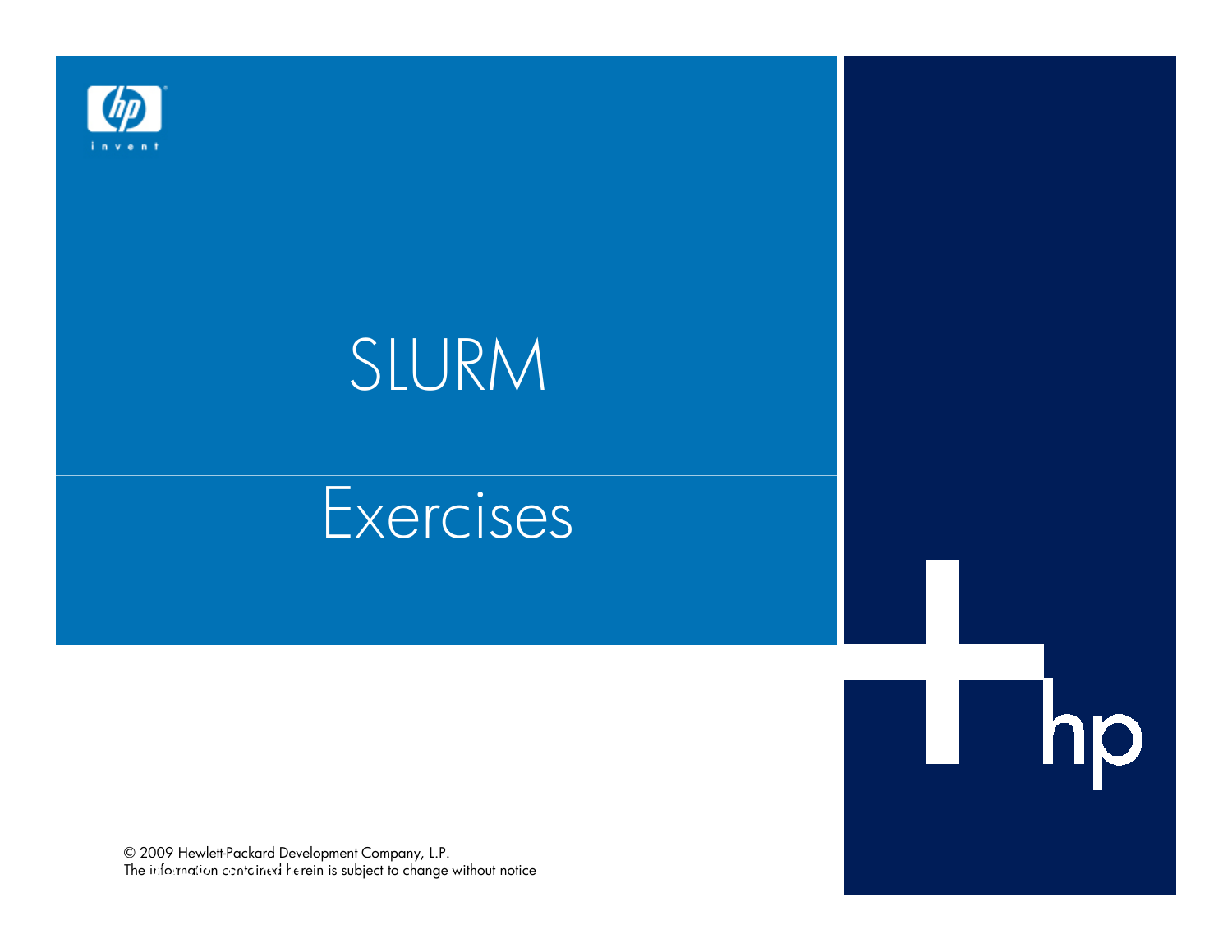# SLURM

## Exercises

© 2009 Hewlett-Packard Development Company, L.P.
The information contained herein is subject to change without notice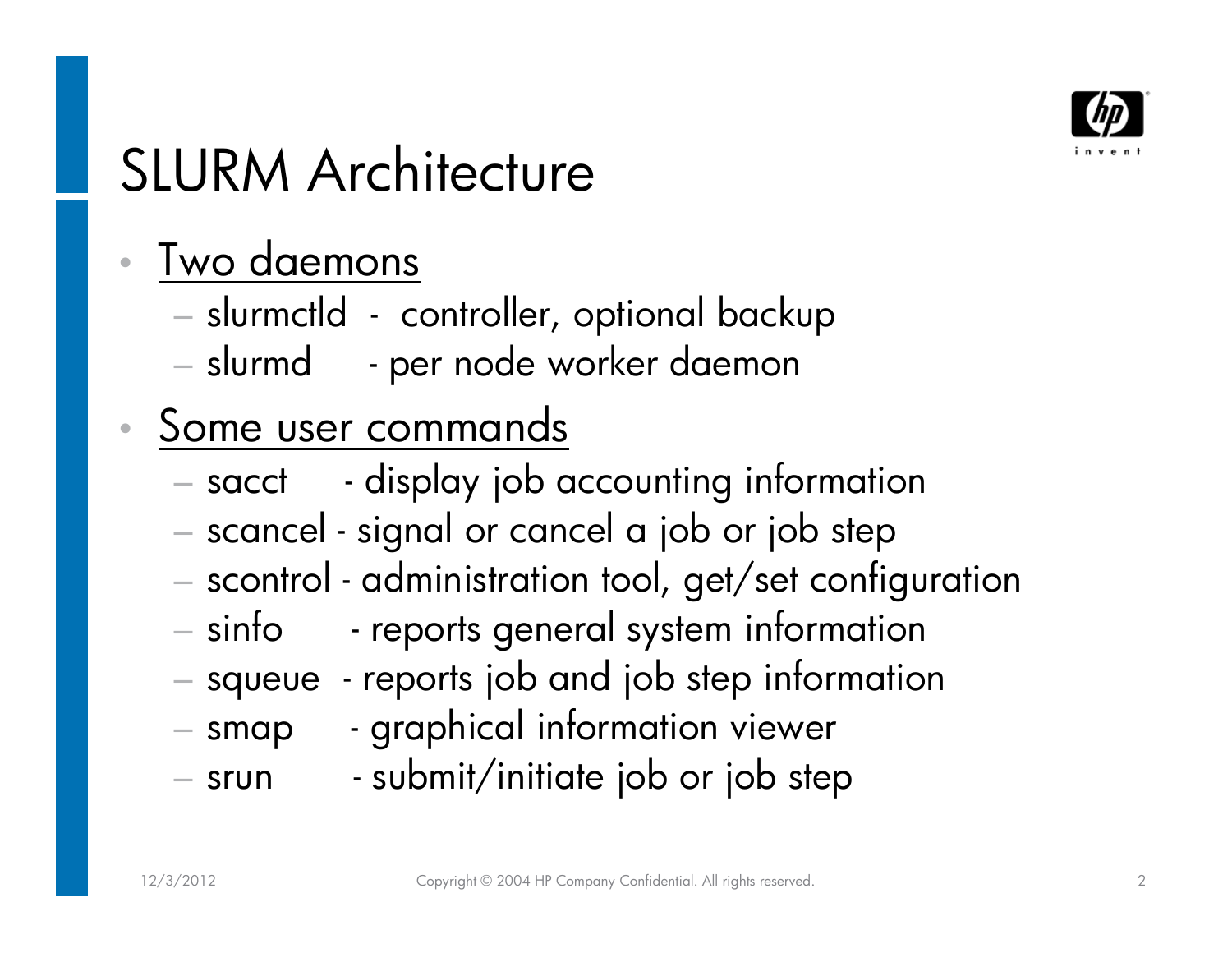# SLURM Architecture

- <u>Two daemons</u>
  - slurmctld - controller, optional backup
  - slurmd - per node worker daemon
- <u>Some user commands</u>
  - sacct - display job accounting information
  - scancel - signal or cancel a job or job step
  - scontrol - administration tool, get/set configuration
  - sinfo - reports general system information
  - squeue - reports job and job step information
  - smap - graphical information viewer
  - srun - submit/initiate job or job step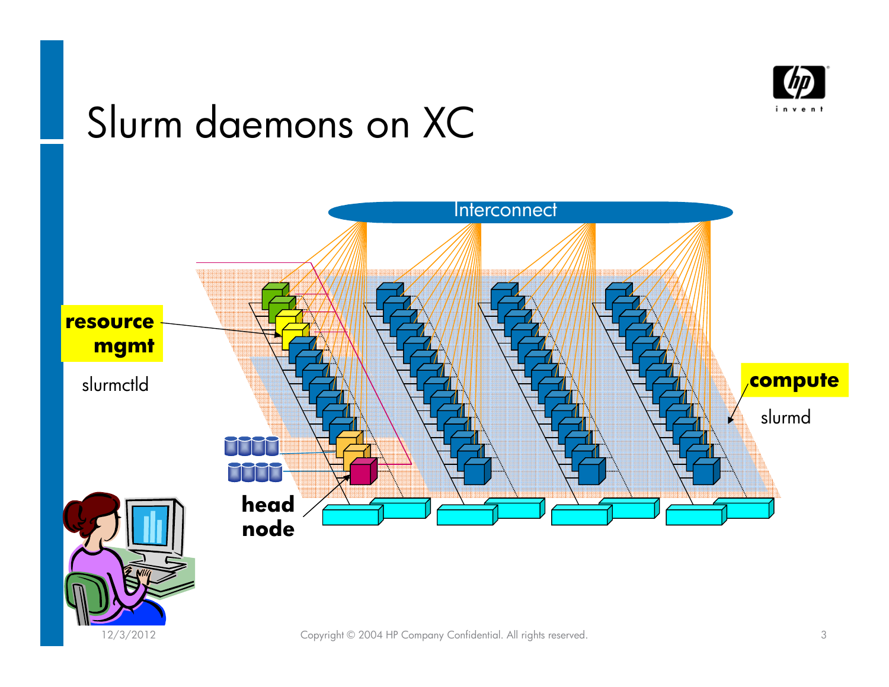# Slurm daemons on XC

Interconnect

**resource mgmt**

slurmctld

**compute**

slurmd

**head node**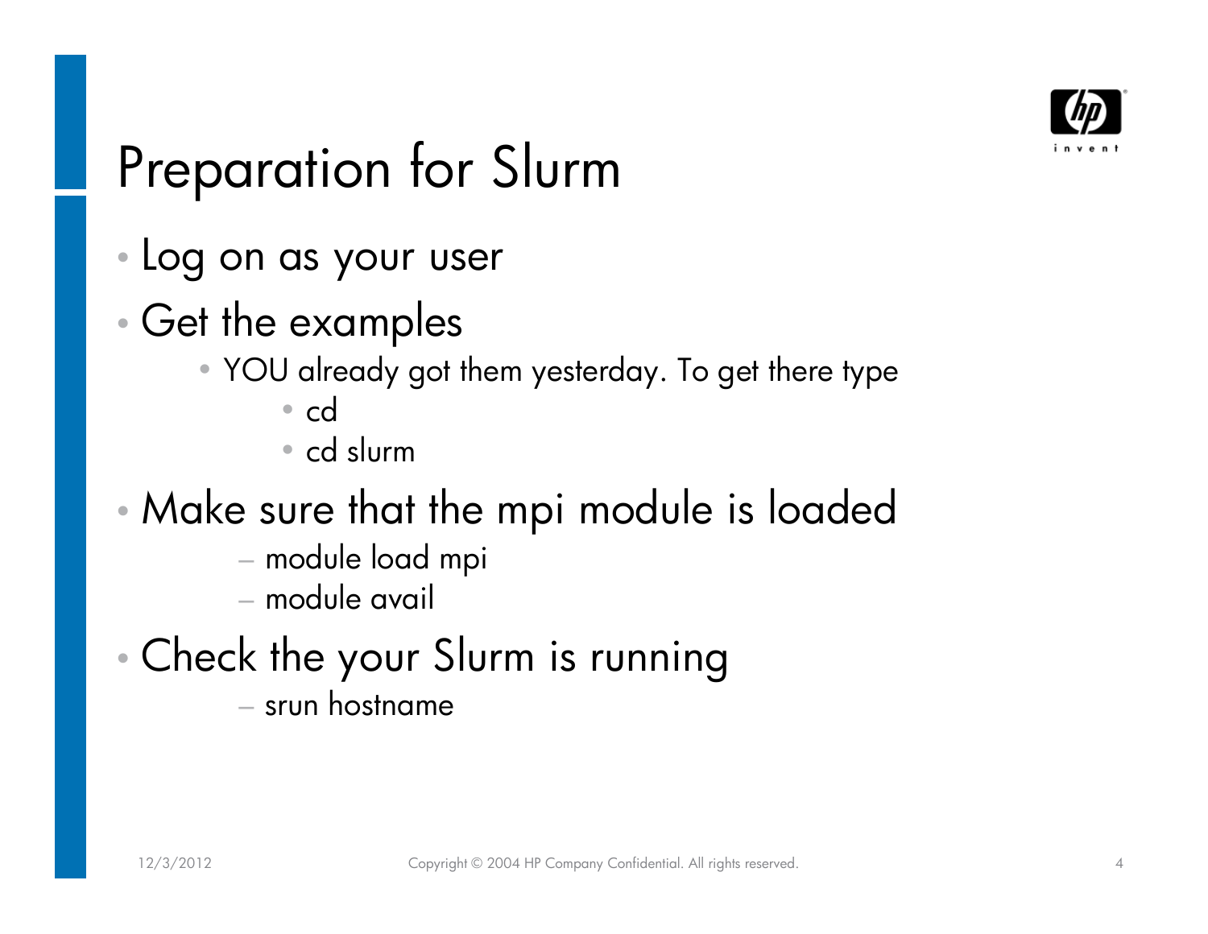# Preparation for Slurm

- Log on as your user
- Get the examples
  - YOU already got them yesterday. To get there type
    - cd
    - cd slurm
- Make sure that the mpi module is loaded
  - module load mpi
  - module avail
- Check the your Slurm is running
  - srun hostname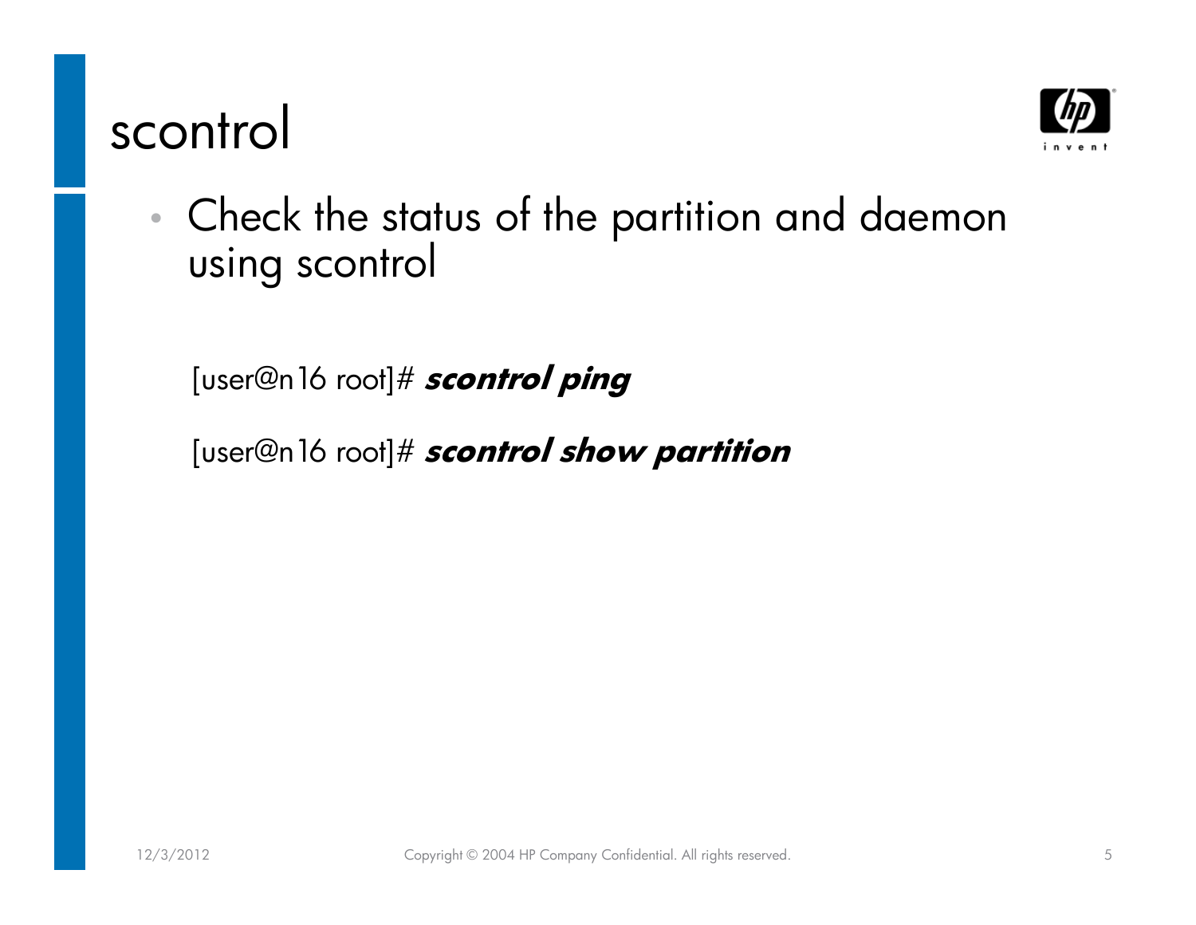# scontrol

- Check the status of the partition and daemon using scontrol

[user@n16 root]# ***scontrol ping***

[user@n16 root]# ***scontrol show partition***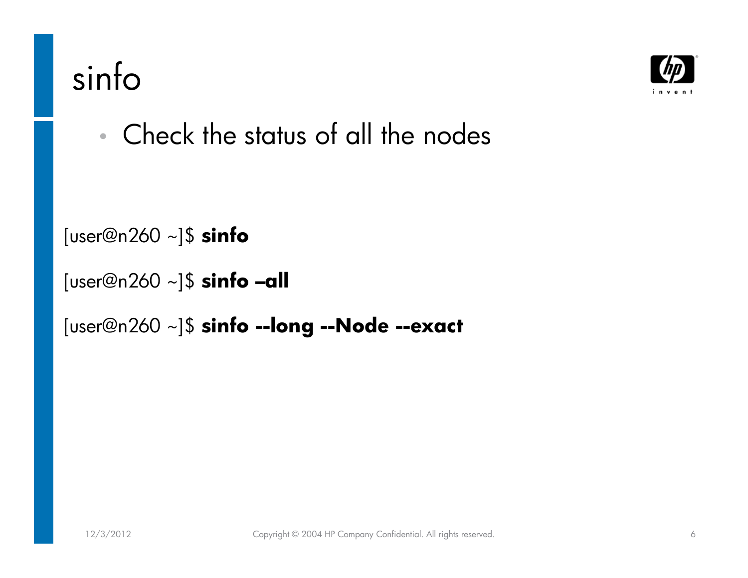# sinfo

- Check the status of all the nodes

```
[user@n260 ~]$ sinfo
```

```
[user@n260 ~]$ sinfo –all
```

```
[user@n260 ~]$ sinfo --long --Node --exact
```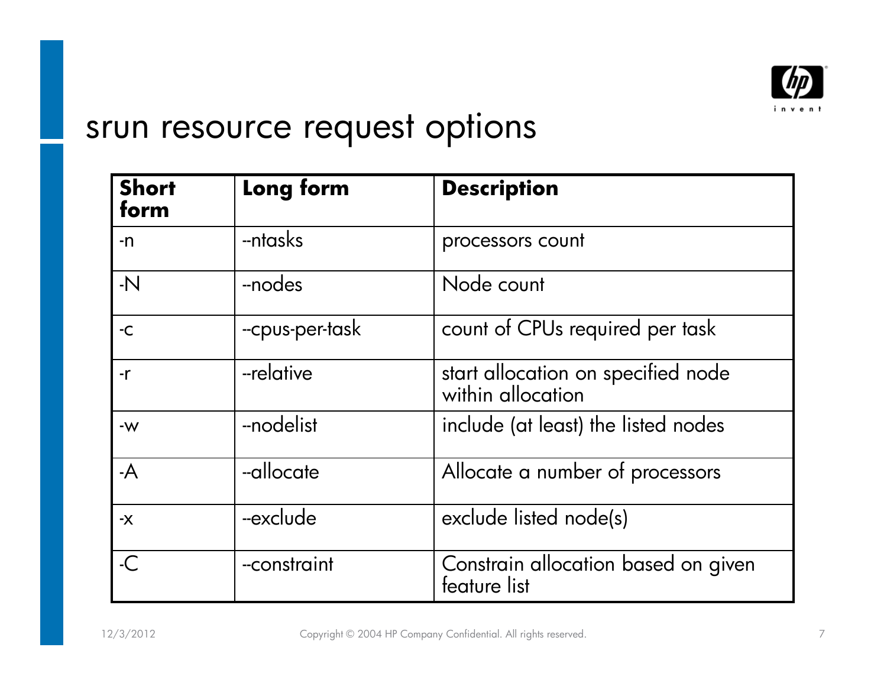# srun resource request options

| Short form | Long form | Description |
| --- | --- | --- |
| -n | --ntasks | processors count |
| -N | --nodes | Node count |
| -c | --cpus-per-task | count of CPUs required per task |
| -r | --relative | start allocation on specified node within allocation |
| -w | --nodelist | include (at least) the listed nodes |
| -A | --allocate | Allocate a number of processors |
| -x | --exclude | exclude listed node(s) |
| -C | --constraint | Constrain allocation based on given feature list |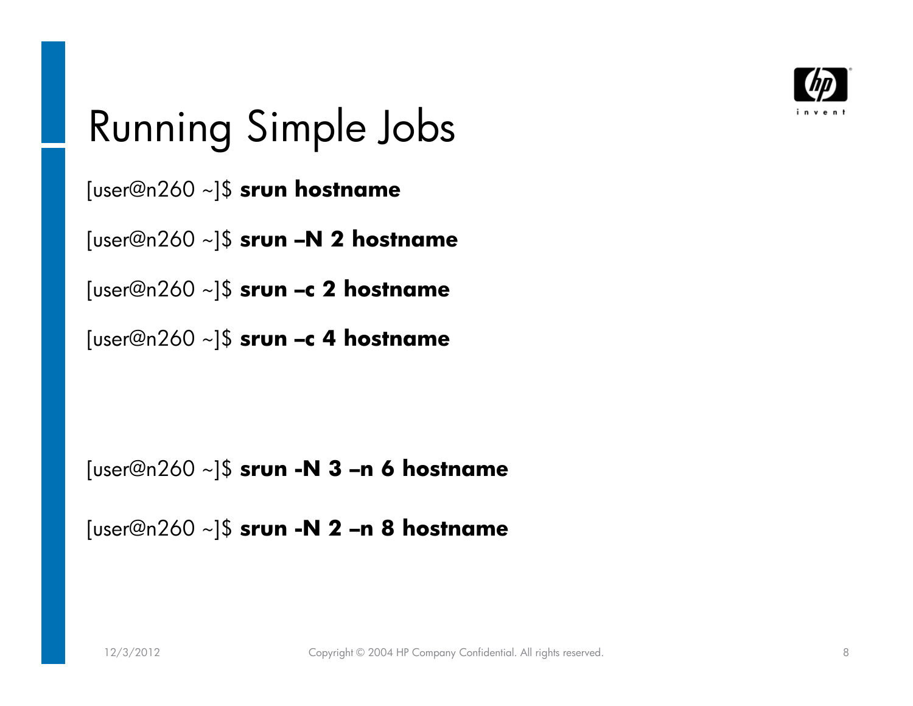# Running Simple Jobs

[user@n260 ~]$ **srun hostname**

[user@n260 ~]$ **srun –N 2 hostname**

[user@n260 ~]$ **srun –c 2 hostname**

[user@n260 ~]$ **srun –c 4 hostname**

[user@n260 ~]$ **srun -N 3 –n 6 hostname**

[user@n260 ~]$ **srun -N 2 –n 8 hostname**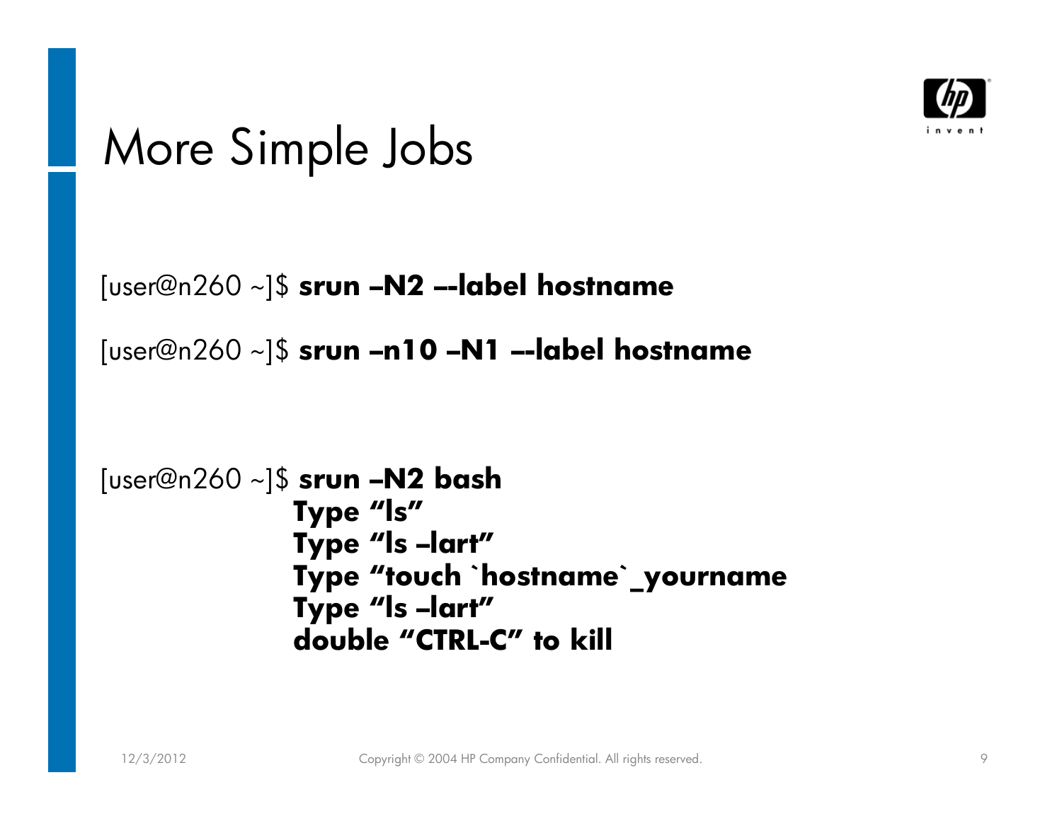# More Simple Jobs

[user@n260 ~]$ **srun –N2 ––label hostname**

[user@n260 ~]$ **srun –n10 –N1 ––label hostname**

[user@n260 ~]$ **srun –N2 bash**

**Type "ls"**
**Type "ls –lart"**
**Type "touch `hostname`_yourname**
**Type "ls –lart"**
**double "CTRL-C" to kill**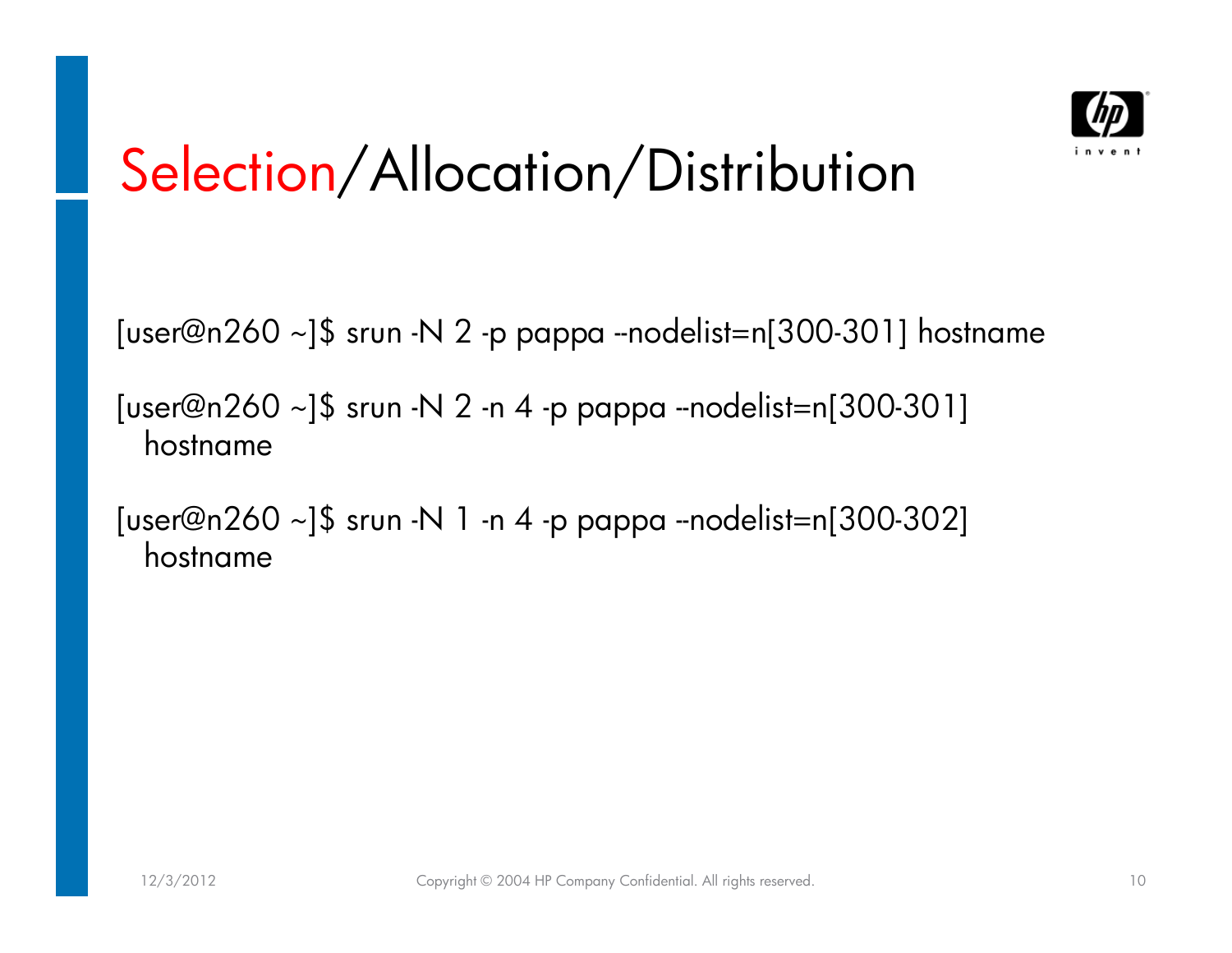# Selection/Allocation/Distribution

```
[user@n260 ~]$ srun -N 2 -p pappa --nodelist=n[300-301] hostname

[user@n260 ~]$ srun -N 2 -n 4 -p pappa --nodelist=n[300-301] hostname

[user@n260 ~]$ srun -N 1 -n 4 -p pappa --nodelist=n[300-302] hostname
```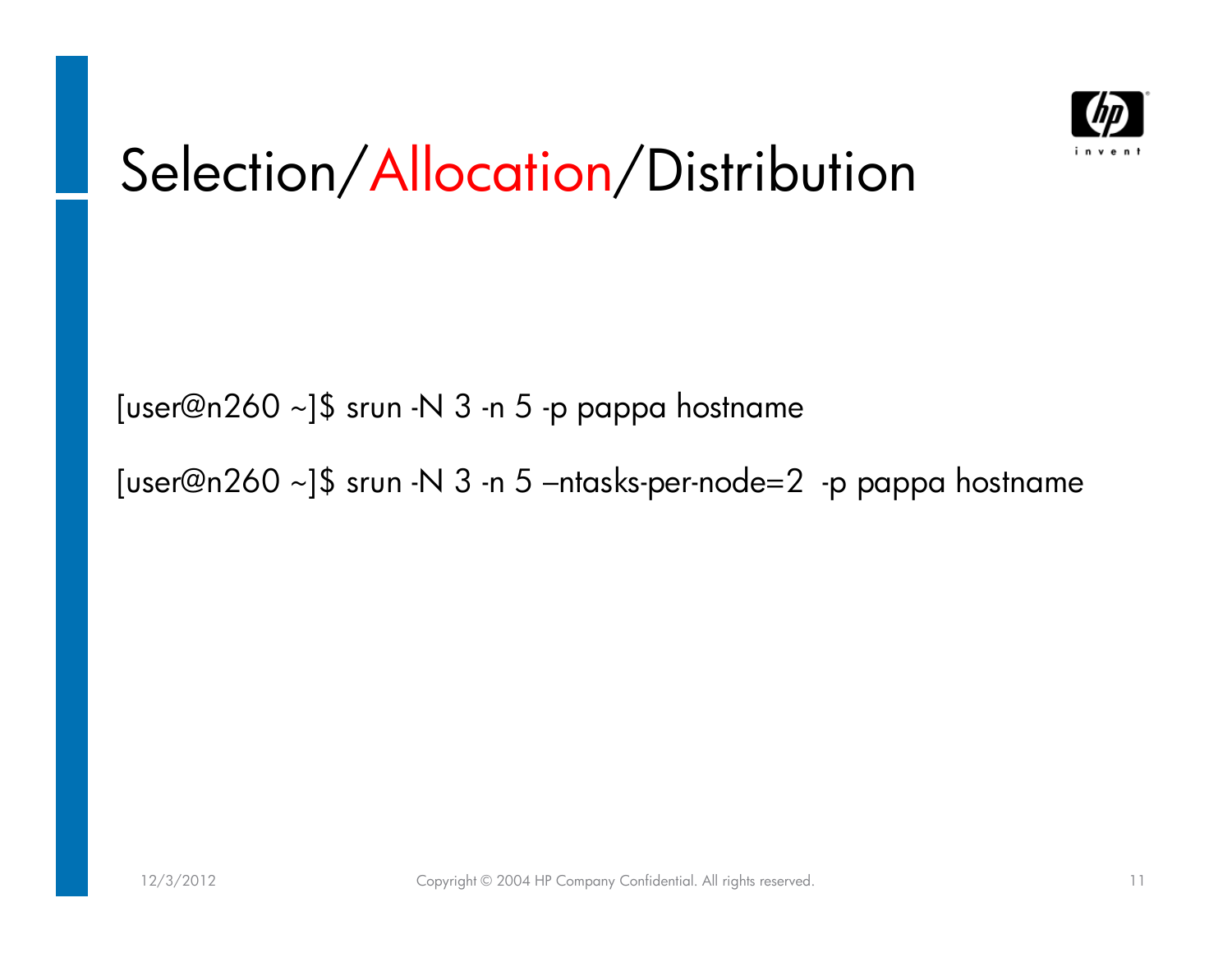# Selection/Allocation/Distribution

```
[user@n260 ~]$ srun -N 3 -n 5 -p pappa hostname

[user@n260 ~]$ srun -N 3 -n 5 –ntasks-per-node=2  -p pappa hostname
```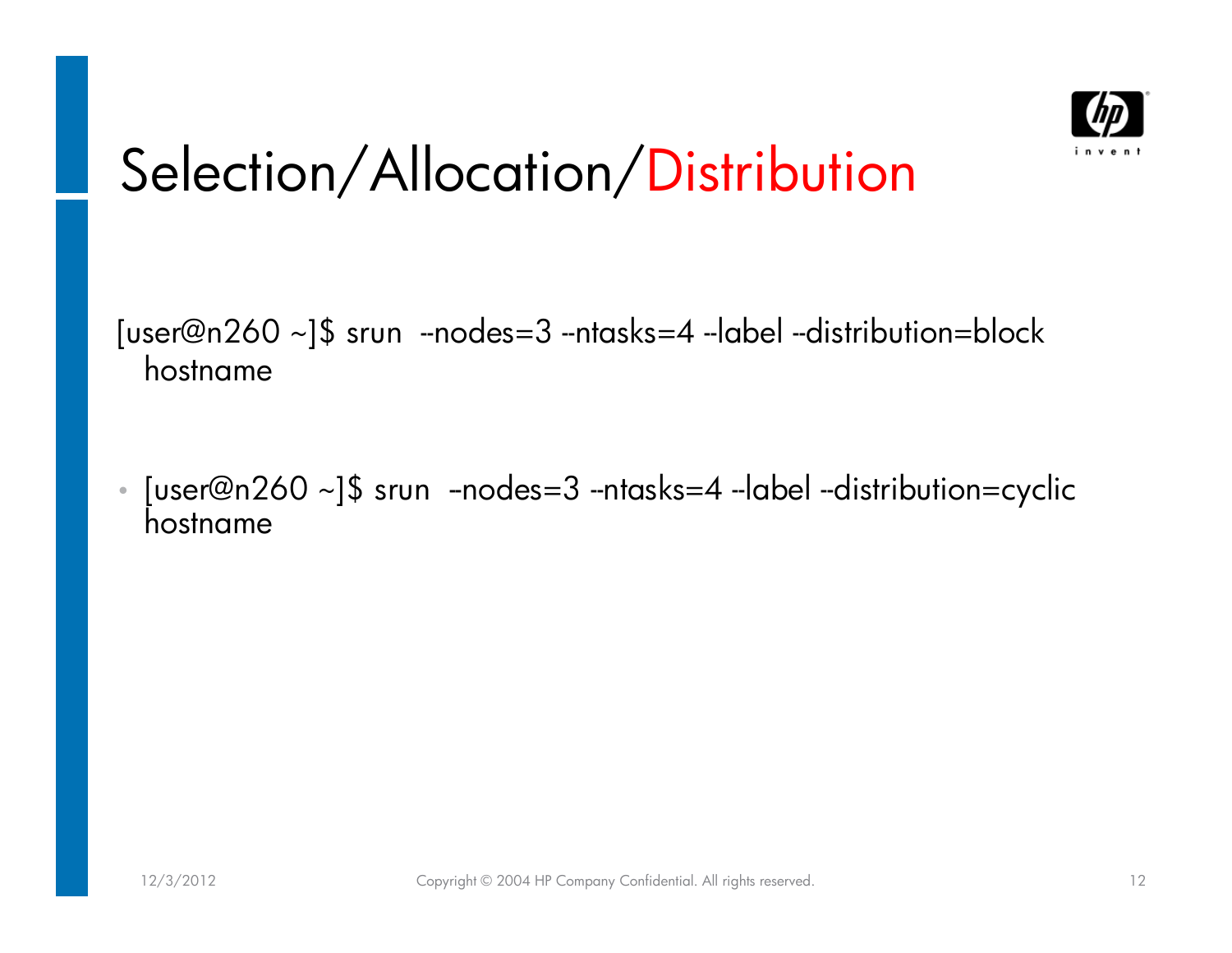# Selection/Allocation/Distribution

[user@n260 ~]$ srun --nodes=3 --ntasks=4 --label --distribution=block hostname

- [user@n260 ~]$ srun --nodes=3 --ntasks=4 --label --distribution=cyclic hostname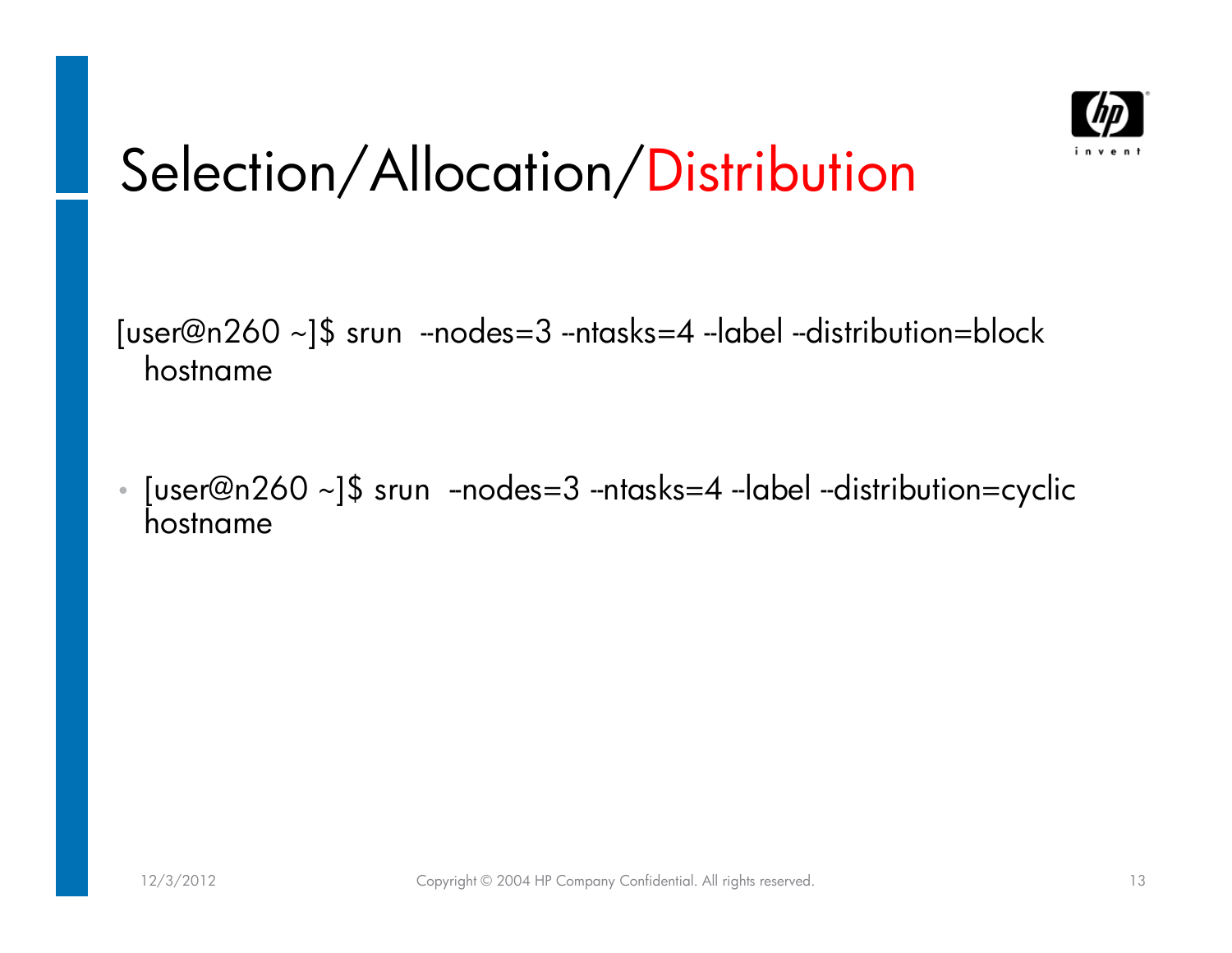# Selection/Allocation/Distribution

[user@n260 ~]$ srun --nodes=3 --ntasks=4 --label --distribution=block hostname

- [user@n260 ~]$ srun --nodes=3 --ntasks=4 --label --distribution=cyclic hostname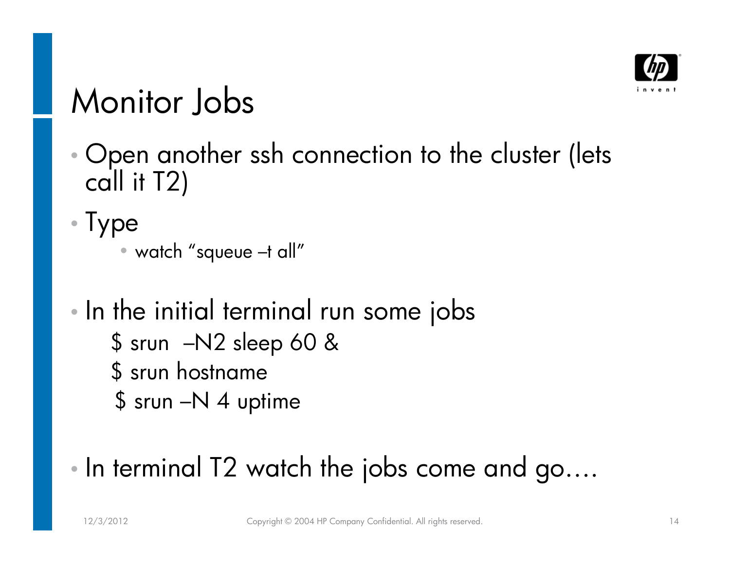# Monitor Jobs

- Open another ssh connection to the cluster (lets call it T2)
- Type
  - watch “squeue –t all”
- In the initial terminal run some jobs

```
$ srun  –N2 sleep 60 &
$ srun hostname
$ srun –N 4 uptime
```

- In terminal T2 watch the jobs come and go….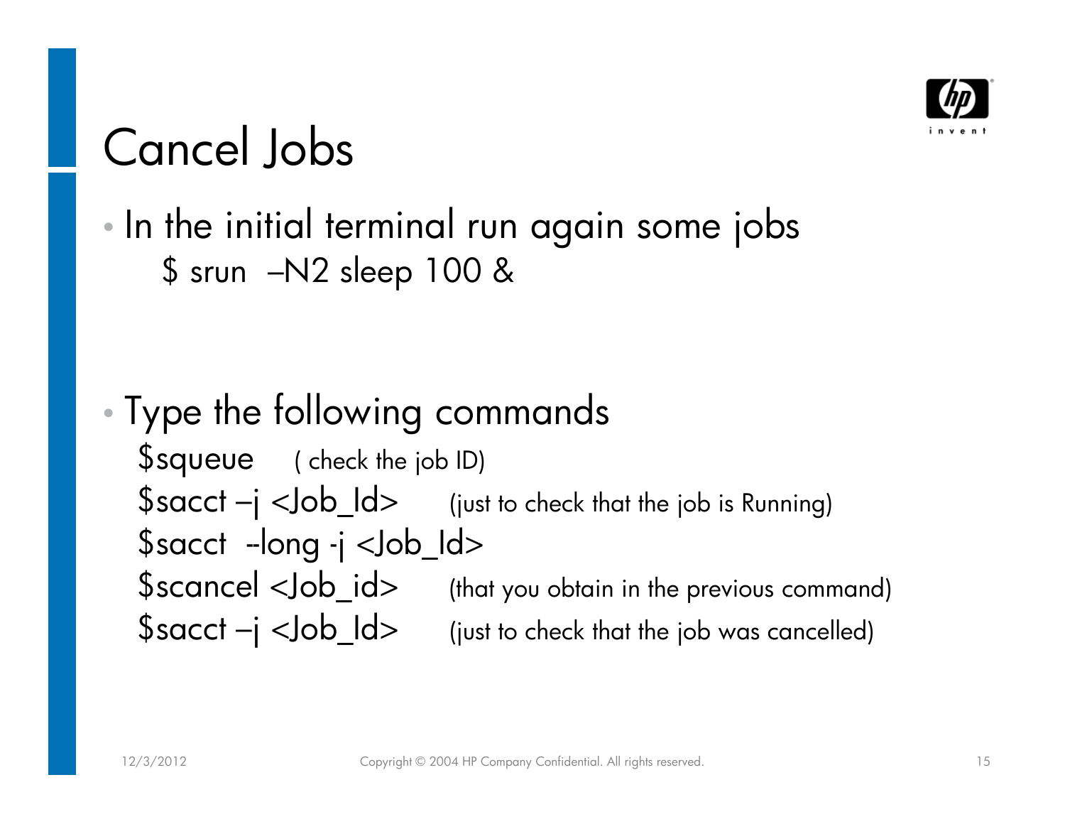# Cancel Jobs

- In the initial terminal run again some jobs

  $ srun –N2 sleep 100 &

- Type the following commands

  $squeue ( check the job ID)

  $sacct –j <Job_Id> (just to check that the job is Running)

  $sacct --long -j <Job_Id>

  $scancel <Job_id> (that you obtain in the previous command)

  $sacct –j <Job_Id> (just to check that the job was cancelled)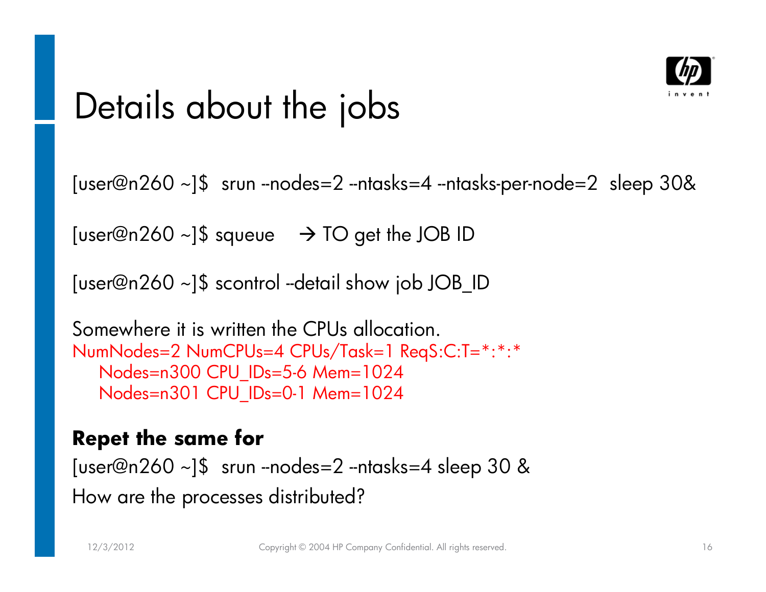# Details about the jobs

[user@n260 ~]$  srun --nodes=2 --ntasks=4 --ntasks-per-node=2  sleep 30&

[user@n260 ~]$ squeue    → TO get the JOB ID

[user@n260 ~]$ scontrol --detail show job JOB_ID

Somewhere it is written the CPUs allocation.

```
NumNodes=2 NumCPUs=4 CPUs/Task=1 ReqS:C:T=*:*:*
   Nodes=n300 CPU_IDs=5-6 Mem=1024
   Nodes=n301 CPU_IDs=0-1 Mem=1024
```

**Repet the same for**

[user@n260 ~]$  srun --nodes=2 --ntasks=4 sleep 30 &

How are the processes distributed?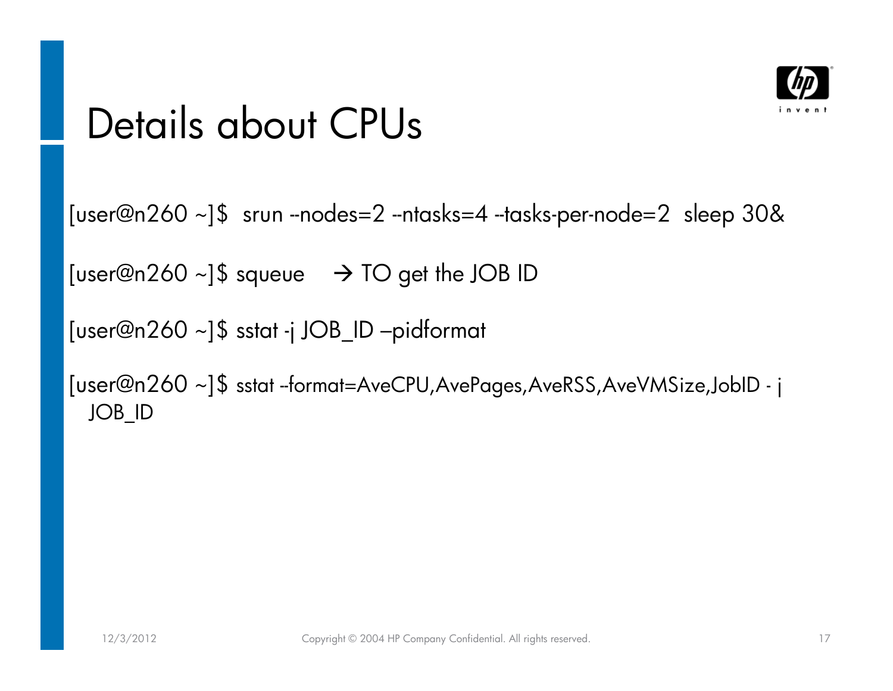# Details about CPUs

[user@n260 ~]$  srun --nodes=2 --ntasks=4 --tasks-per-node=2  sleep 30&

[user@n260 ~]$ squeue    → TO get the JOB ID

[user@n260 ~]$ sstat -j JOB_ID –pidformat

[user@n260 ~]$ sstat --format=AveCPU,AvePages,AveRSS,AveVMSize,JobID - j JOB_ID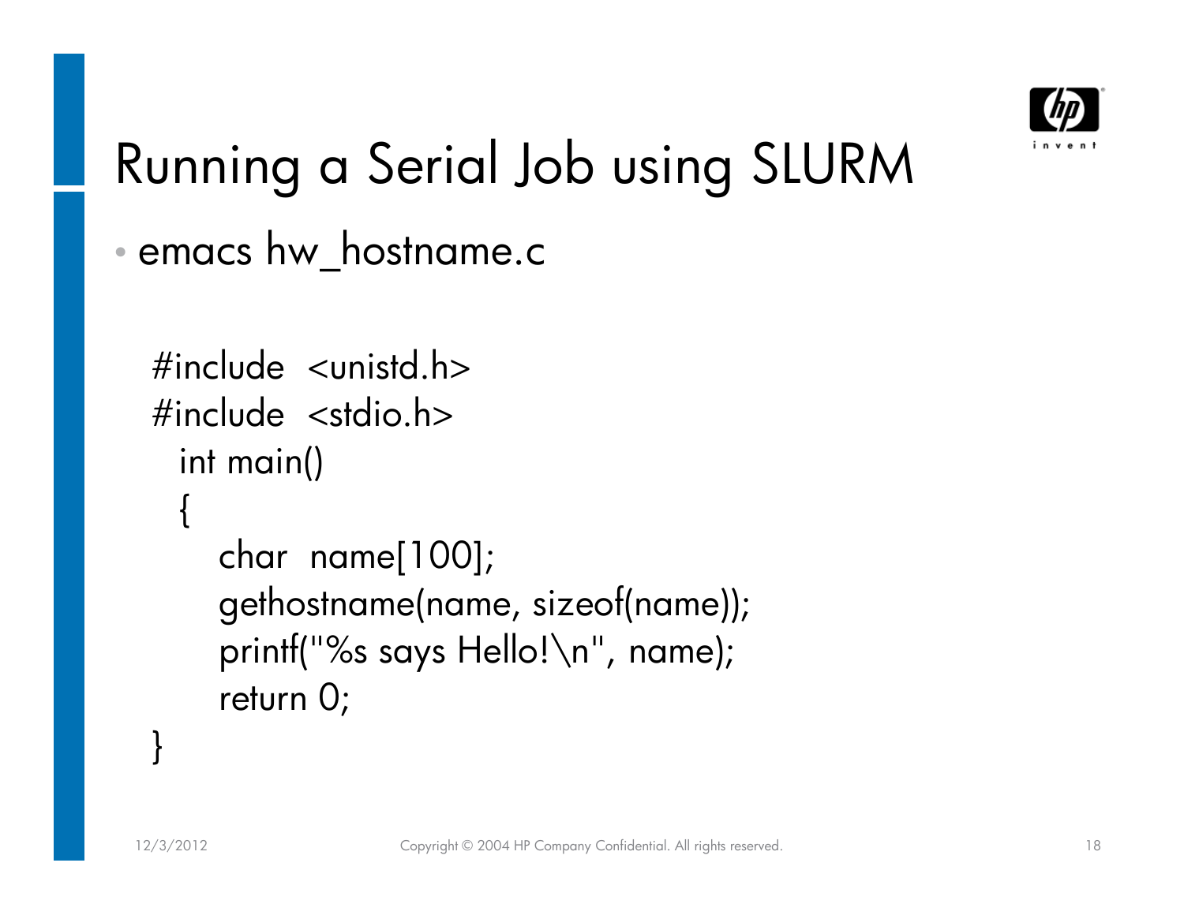# Running a Serial Job using SLURM

- emacs hw_hostname.c

```
#include  <unistd.h>
#include  <stdio.h>
  int main()
  {
     char  name[100];
     gethostname(name, sizeof(name));
     printf("%s says Hello!\n", name);
     return 0;
}
```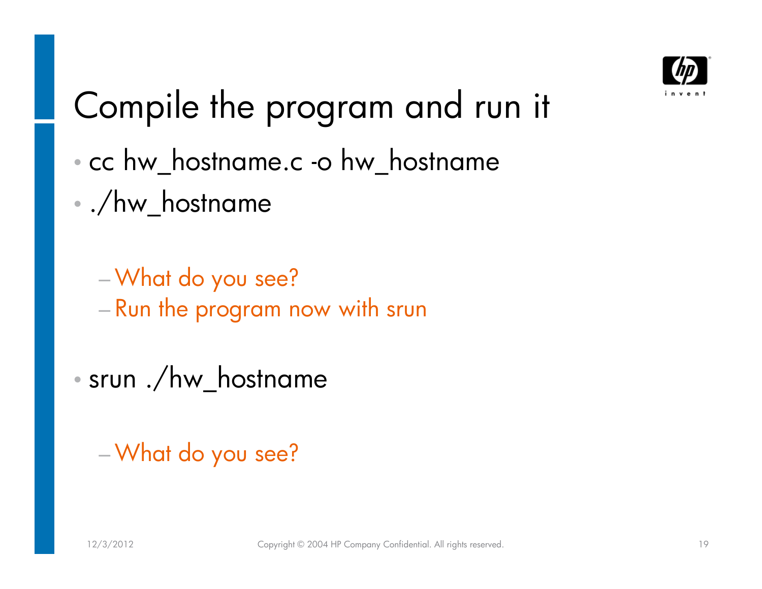# Compile the program and run it

- cc hw_hostname.c -o hw_hostname
- ./hw_hostname
  - What do you see?
  - Run the program now with srun
- srun ./hw_hostname
  - What do you see?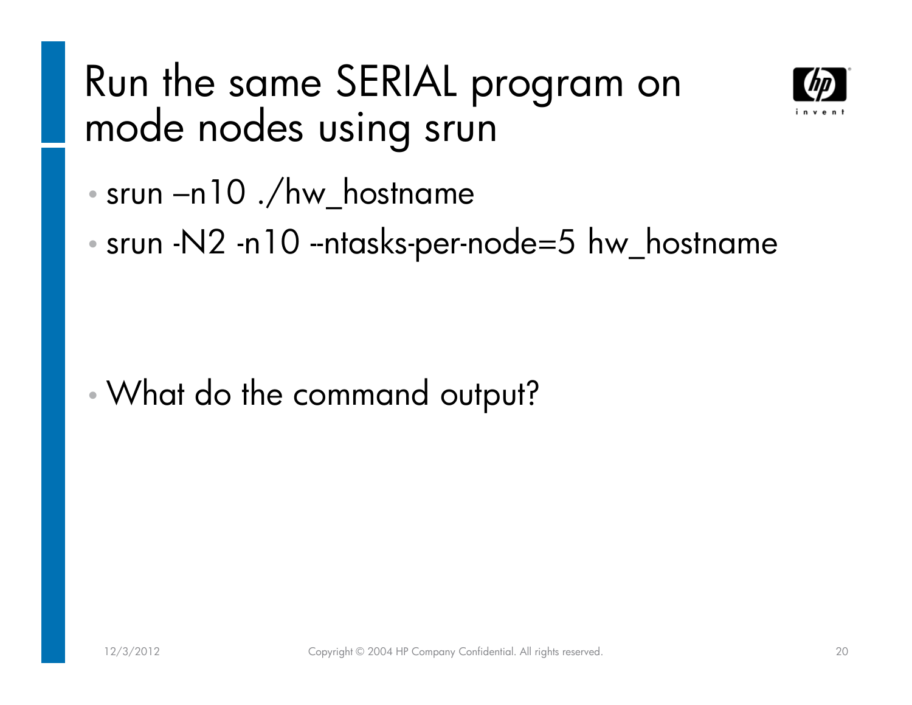# Run the same SERIAL program on mode nodes using srun

- srun –n10 ./hw_hostname
- srun -N2 -n10 --ntasks-per-node=5 hw_hostname

- What do the command output?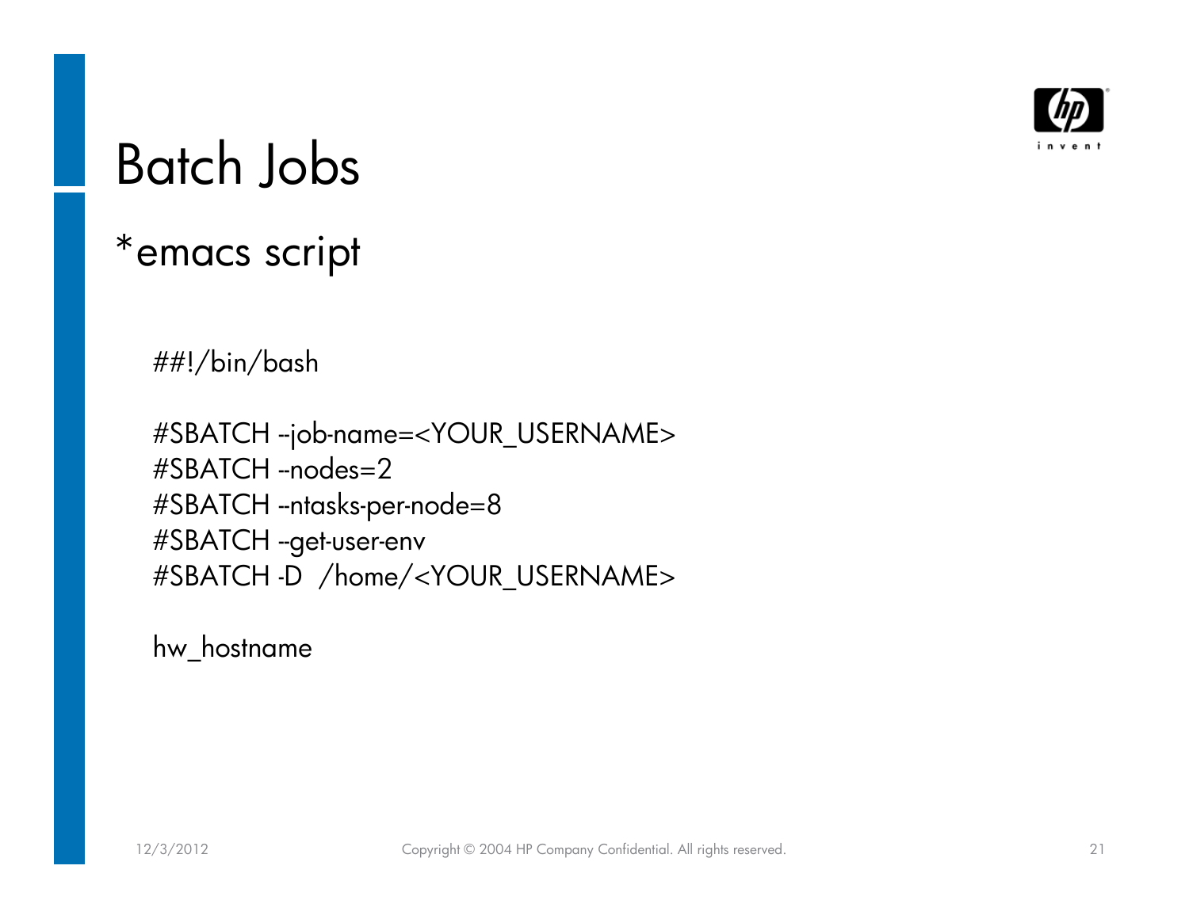# Batch Jobs

*emacs script

```
##!/bin/bash

#SBATCH --job-name=<YOUR_USERNAME>
#SBATCH --nodes=2
#SBATCH --ntasks-per-node=8
#SBATCH --get-user-env
#SBATCH -D  /home/<YOUR_USERNAME>

hw_hostname
```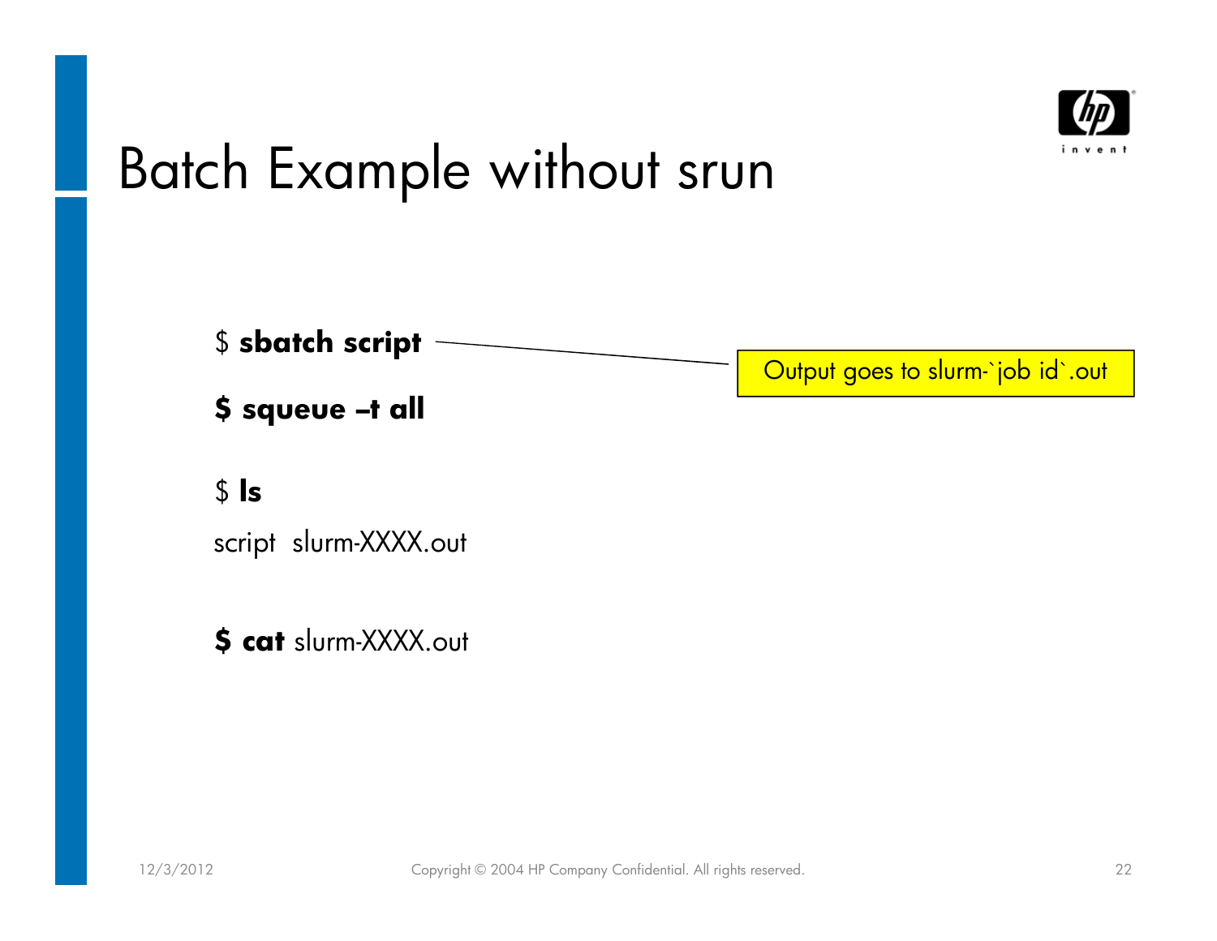# Batch Example without srun

$ **sbatch script**

Output goes to slurm-`job id`.out

**$ squeue –t all**

$ **ls**

script  slurm-XXXX.out

**$ cat** slurm-XXXX.out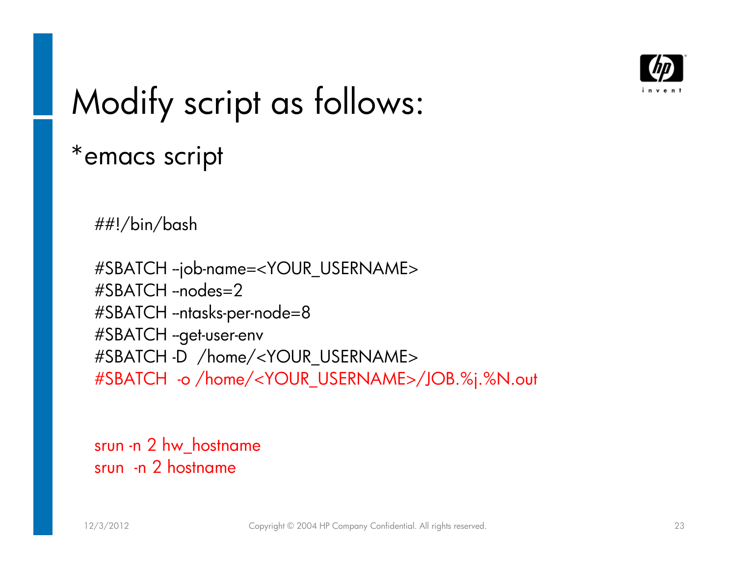# Modify script as follows:

*emacs script

```
##!/bin/bash

#SBATCH --job-name=<YOUR_USERNAME>
#SBATCH --nodes=2
#SBATCH --ntasks-per-node=8
#SBATCH --get-user-env
#SBATCH -D  /home/<YOUR_USERNAME>
#SBATCH  -o /home/<YOUR_USERNAME>/JOB.%j.%N.out


srun -n 2 hw_hostname
srun  -n 2 hostname
```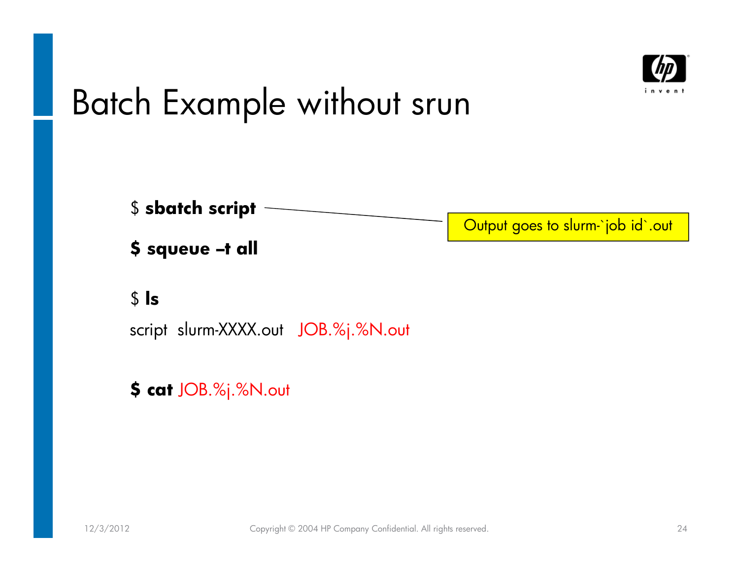# Batch Example without srun

$ **sbatch script**

Output goes to slurm-`job id`.out

**$ squeue –t all**

$ **ls**

script slurm-XXXX.out JOB.%j.%N.out

**$ cat** JOB.%j.%N.out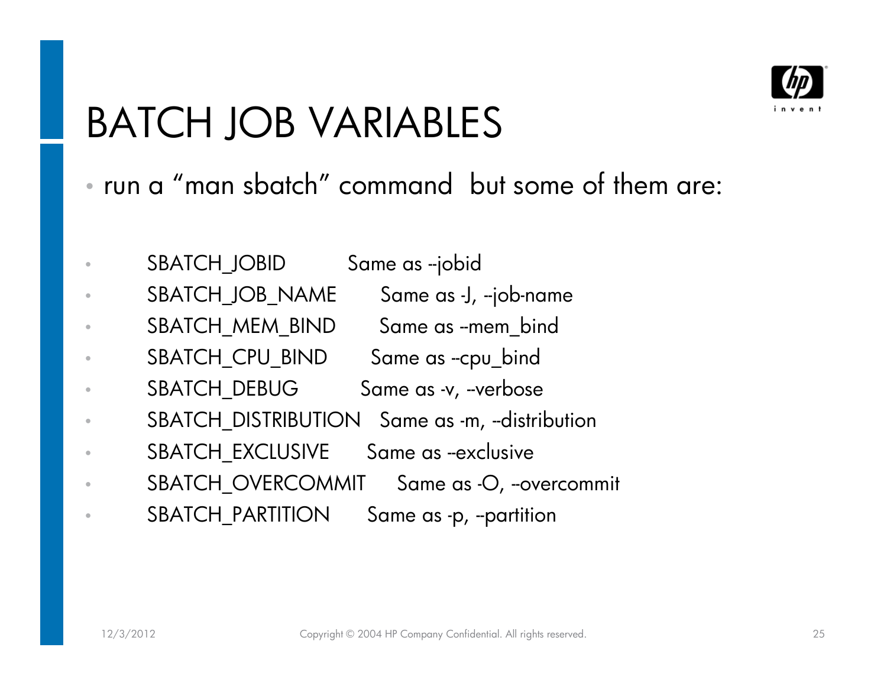# BATCH JOB VARIABLES

- run a “man sbatch” command  but some of them are:

- SBATCH_JOBID    Same as --jobid
- SBATCH_JOB_NAME    Same as -J, --job-name
- SBATCH_MEM_BIND    Same as --mem_bind
- SBATCH_CPU_BIND    Same as --cpu_bind
- SBATCH_DEBUG    Same as -v, --verbose
- SBATCH_DISTRIBUTION    Same as -m, --distribution
- SBATCH_EXCLUSIVE    Same as --exclusive
- SBATCH_OVERCOMMIT    Same as -O, --overcommit
- SBATCH_PARTITION    Same as -p, --partition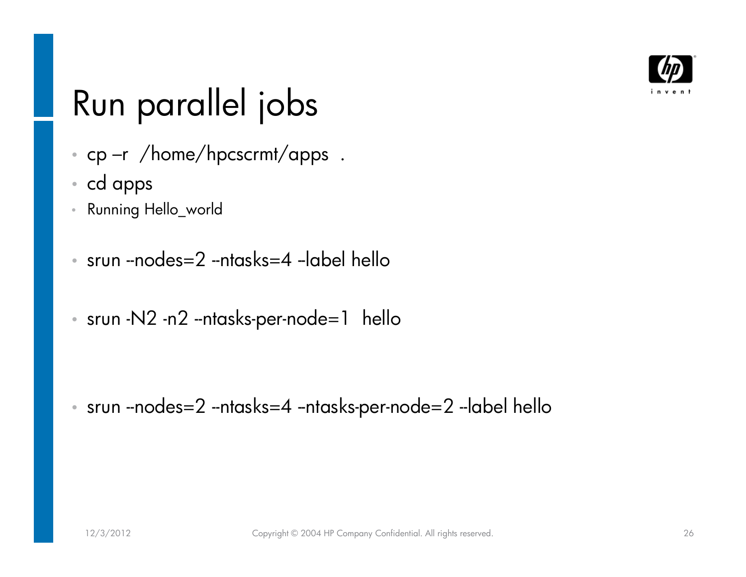# Run parallel jobs

- cp –r /home/hpcscrmt/apps .
- cd apps
- Running Hello_world
- srun --nodes=2 --ntasks=4 –label hello
- srun -N2 -n2 --ntasks-per-node=1 hello
- srun --nodes=2 --ntasks=4 –ntasks-per-node=2 --label hello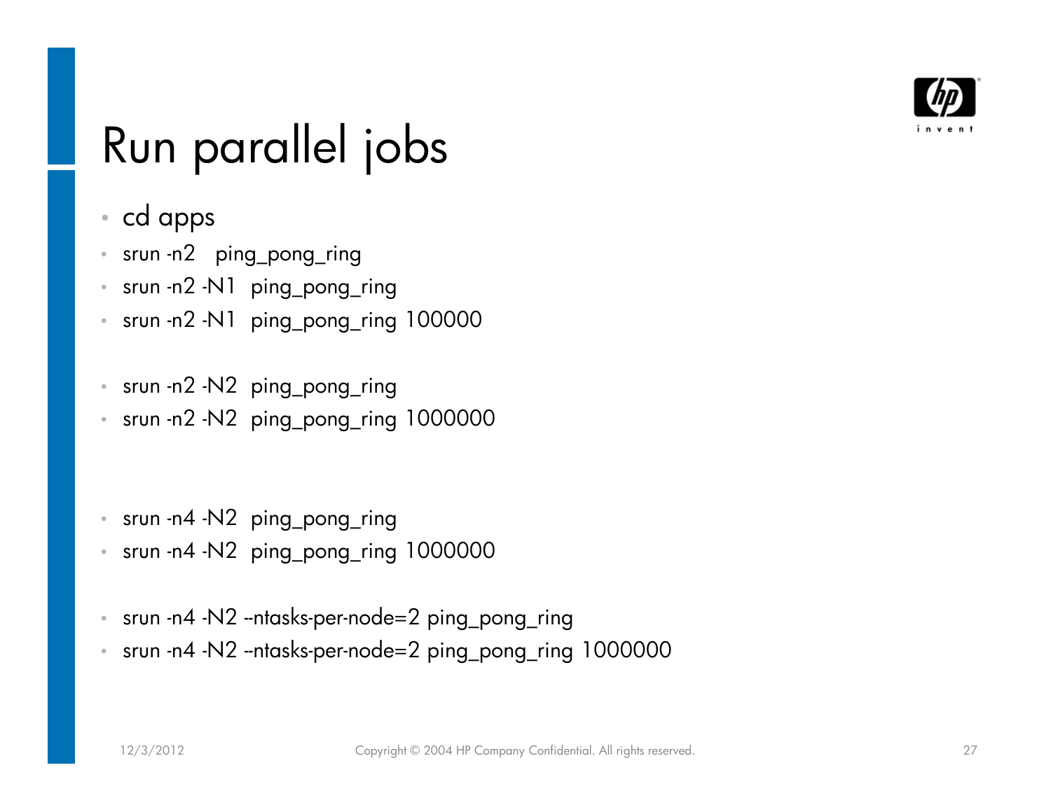# Run parallel jobs

- cd apps
- srun -n2 ping_pong_ring
- srun -n2 -N1 ping_pong_ring
- srun -n2 -N1 ping_pong_ring 100000
- srun -n2 -N2 ping_pong_ring
- srun -n2 -N2 ping_pong_ring 1000000
- srun -n4 -N2 ping_pong_ring
- srun -n4 -N2 ping_pong_ring 1000000
- srun -n4 -N2 --ntasks-per-node=2 ping_pong_ring
- srun -n4 -N2 --ntasks-per-node=2 ping_pong_ring 1000000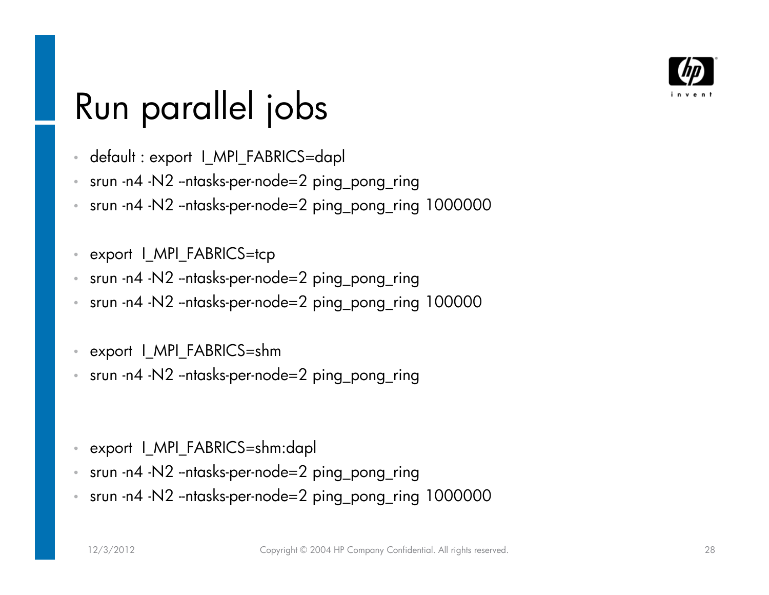# Run parallel jobs

- default : export I_MPI_FABRICS=dapl
- srun -n4 -N2 --ntasks-per-node=2 ping_pong_ring
- srun -n4 -N2 --ntasks-per-node=2 ping_pong_ring 1000000

- export I_MPI_FABRICS=tcp
- srun -n4 -N2 --ntasks-per-node=2 ping_pong_ring
- srun -n4 -N2 --ntasks-per-node=2 ping_pong_ring 100000

- export I_MPI_FABRICS=shm
- srun -n4 -N2 --ntasks-per-node=2 ping_pong_ring

- export I_MPI_FABRICS=shm:dapl
- srun -n4 -N2 --ntasks-per-node=2 ping_pong_ring
- srun -n4 -N2 --ntasks-per-node=2 ping_pong_ring 1000000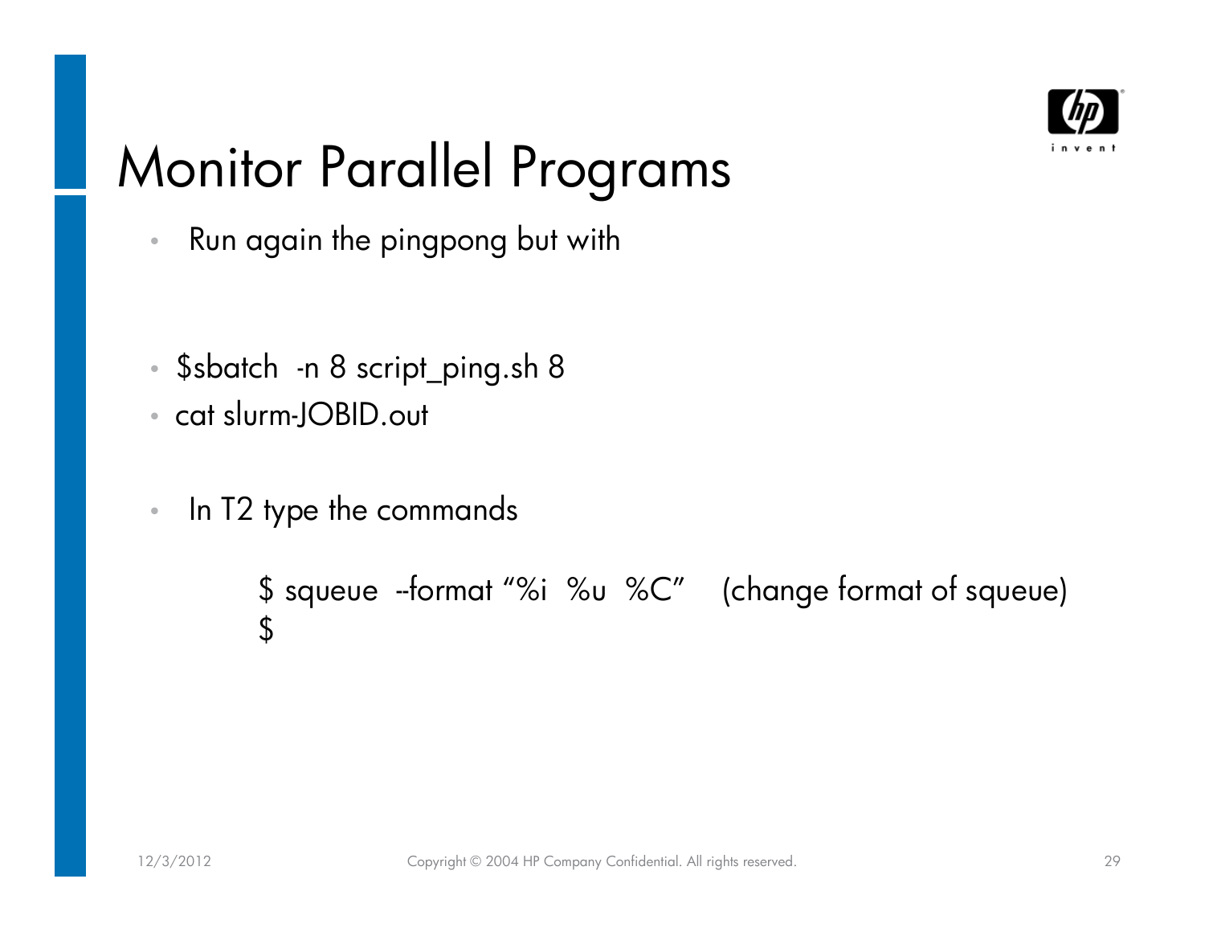# Monitor Parallel Programs

- Run again the pingpong but with

- $sbatch -n 8 script_ping.sh 8
- cat slurm-JOBID.out

- In T2 type the commands

```
$ squeue --format "%i %u %C"    (change format of squeue)
$
```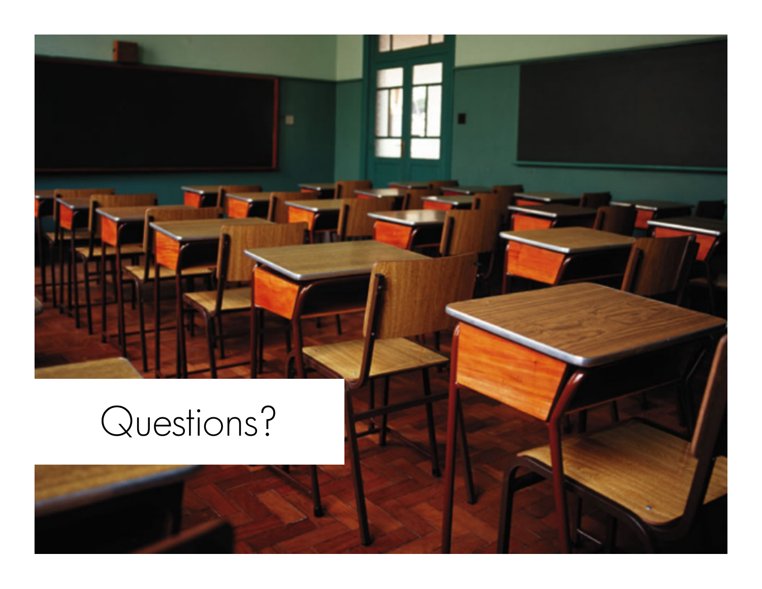Questions?